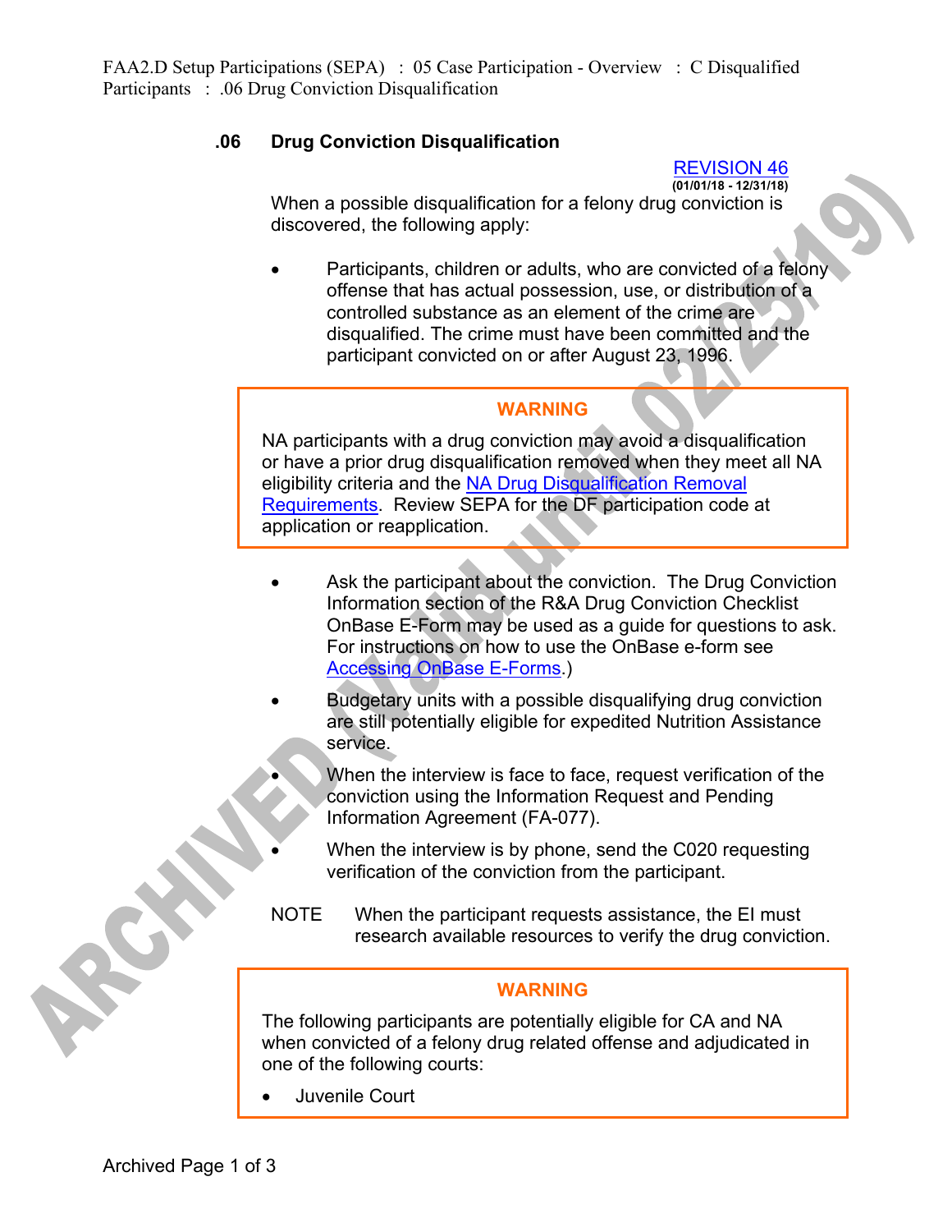FAA2.D Setup Participations (SEPA) : 05 Case Participation - Overview : C Disqualified Participants : .06 Drug Conviction Disqualification

### .06 Drug Conviction Disqualification

REVISION 46
(01/01/18 - 12/31/18)

When a possible disqualification for a felony drug conviction is discovered, the following apply:

- Participants, children or adults, who are convicted of a felony offense that has actual possession, use, or distribution of a controlled substance as an element of the crime are disqualified. The crime must have been committed and the participant convicted on or after August 23, 1996.

> **WARNING**
>
> NA participants with a drug conviction may avoid a disqualification or have a prior drug disqualification removed when they meet all NA eligibility criteria and the NA Drug Disqualification Removal Requirements. Review SEPA for the DF participation code at application or reapplication.

- Ask the participant about the conviction. The Drug Conviction Information section of the R&A Drug Conviction Checklist OnBase E-Form may be used as a guide for questions to ask. For instructions on how to use the OnBase e-form see Accessing OnBase E-Forms.)
- Budgetary units with a possible disqualifying drug conviction are still potentially eligible for expedited Nutrition Assistance service.
- When the interview is face to face, request verification of the conviction using the Information Request and Pending Information Agreement (FA-077).
- When the interview is by phone, send the C020 requesting verification of the conviction from the participant.

NOTE When the participant requests assistance, the EI must research available resources to verify the drug conviction.

> **WARNING**
>
> The following participants are potentially eligible for CA and NA when convicted of a felony drug related offense and adjudicated in one of the following courts:
>
> - Juvenile Court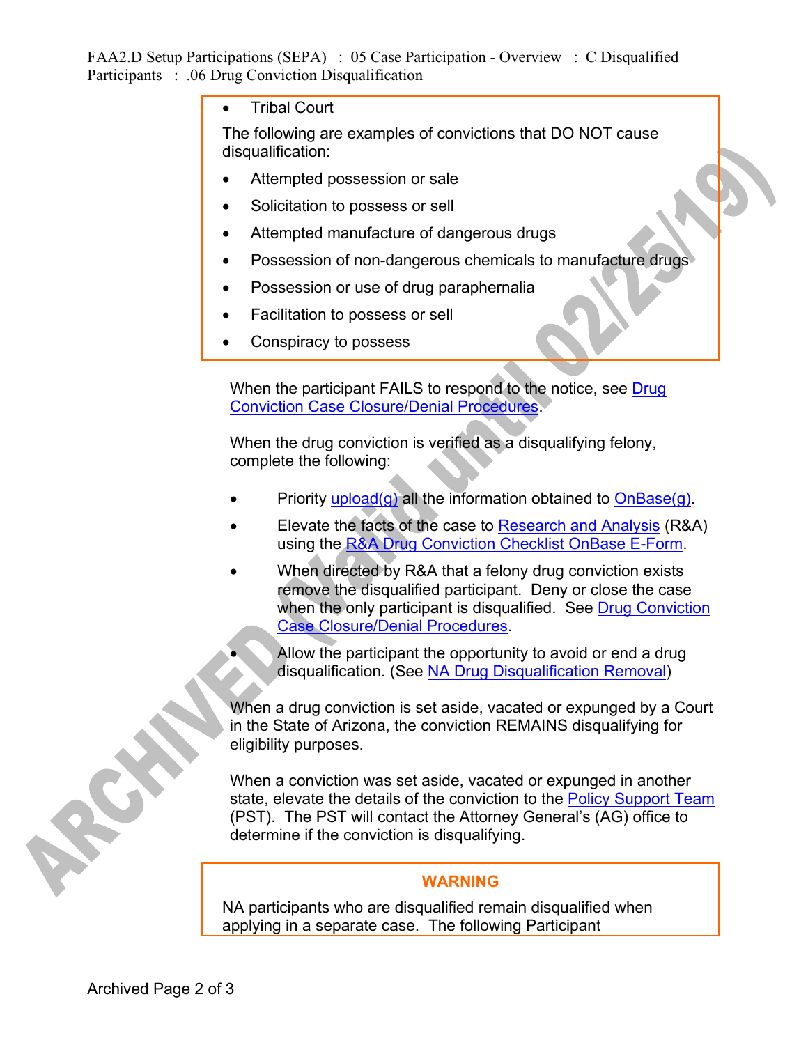- Tribal Court

The following are examples of convictions that DO NOT cause disqualification:

- Attempted possession or sale
- Solicitation to possess or sell
- Attempted manufacture of dangerous drugs
- Possession of non-dangerous chemicals to manufacture drugs
- Possession or use of drug paraphernalia
- Facilitation to possess or sell
- Conspiracy to possess

When the participant FAILS to respond to the notice, see Drug Conviction Case Closure/Denial Procedures.

When the drug conviction is verified as a disqualifying felony, complete the following:

- Priority upload(g) all the information obtained to OnBase(g).
- Elevate the facts of the case to Research and Analysis (R&A) using the R&A Drug Conviction Checklist OnBase E-Form.
- When directed by R&A that a felony drug conviction exists remove the disqualified participant. Deny or close the case when the only participant is disqualified. See Drug Conviction Case Closure/Denial Procedures.
- Allow the participant the opportunity to avoid or end a drug disqualification. (See NA Drug Disqualification Removal)

When a drug conviction is set aside, vacated or expunged by a Court in the State of Arizona, the conviction REMAINS disqualifying for eligibility purposes.

When a conviction was set aside, vacated or expunged in another state, elevate the details of the conviction to the Policy Support Team (PST). The PST will contact the Attorney General's (AG) office to determine if the conviction is disqualifying.

**WARNING**

NA participants who are disqualified remain disqualified when applying in a separate case. The following Participant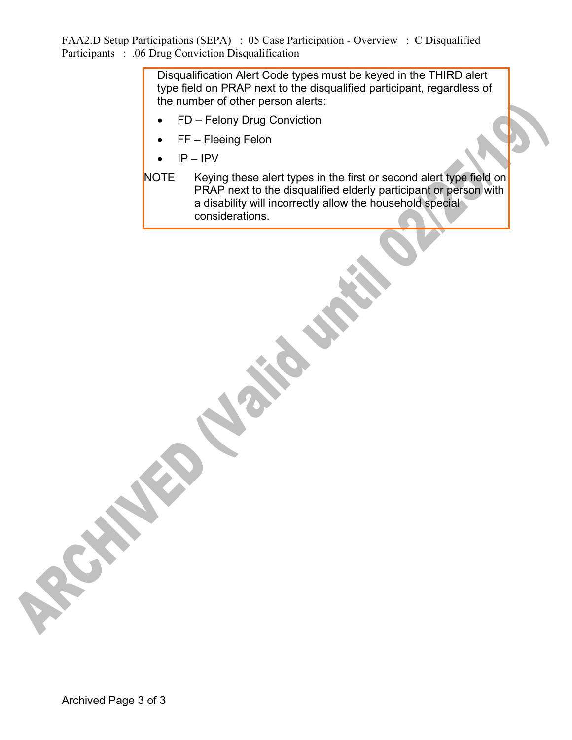Disqualification Alert Code types must be keyed in the THIRD alert type field on PRAP next to the disqualified participant, regardless of the number of other person alerts:

- FD – Felony Drug Conviction
- FF – Fleeing Felon
- IP – IPV

NOTE Keying these alert types in the first or second alert type field on PRAP next to the disqualified elderly participant or person with a disability will incorrectly allow the household special considerations.